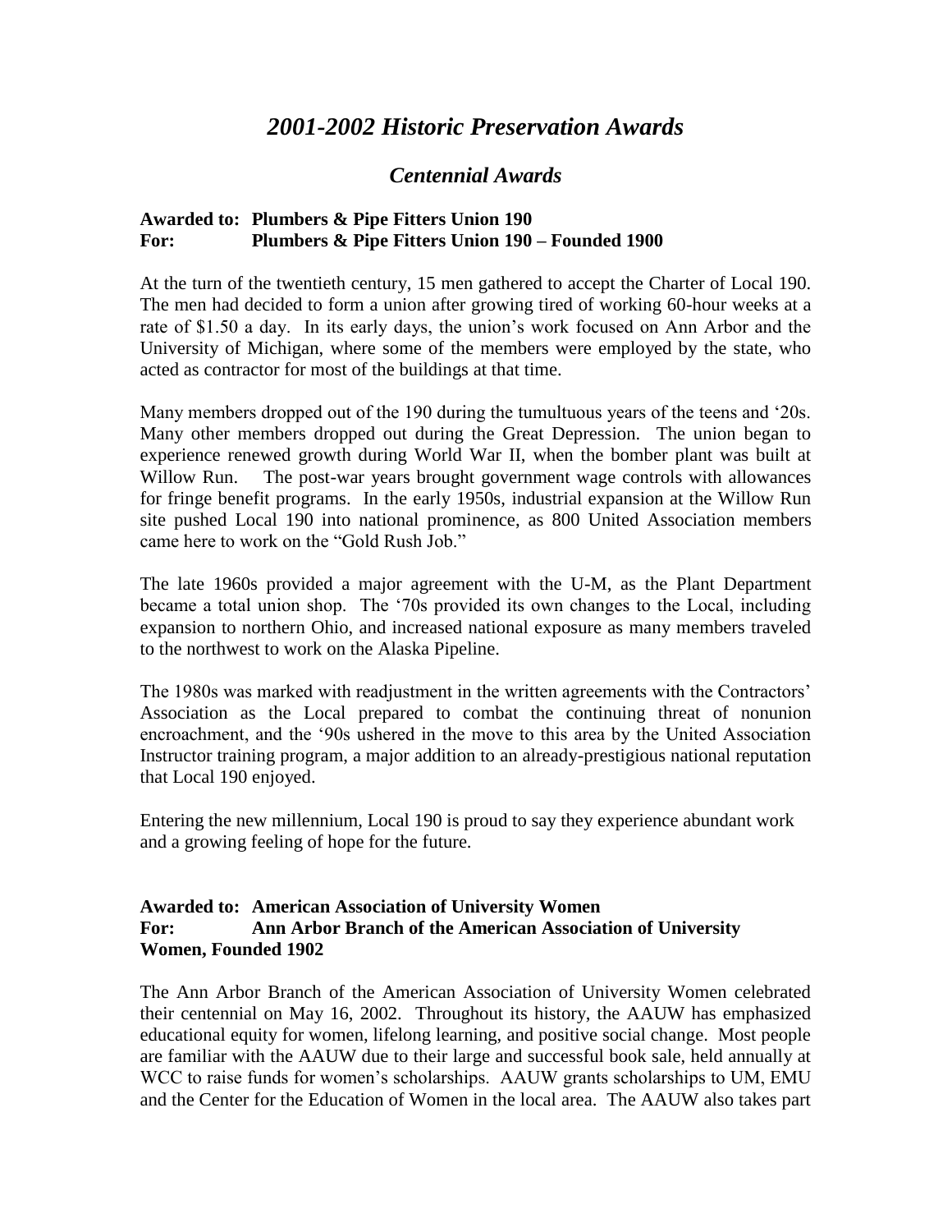# *2001-2002 Historic Preservation Awards*

## *Centennial Awards*

**Awarded to: Plumbers & Pipe Fitters Union 190**
**For: Plumbers & Pipe Fitters Union 190 – Founded 1900**

At the turn of the twentieth century, 15 men gathered to accept the Charter of Local 190. The men had decided to form a union after growing tired of working 60-hour weeks at a rate of $1.50 a day. In its early days, the union's work focused on Ann Arbor and the University of Michigan, where some of the members were employed by the state, who acted as contractor for most of the buildings at that time.

Many members dropped out of the 190 during the tumultuous years of the teens and '20s. Many other members dropped out during the Great Depression. The union began to experience renewed growth during World War II, when the bomber plant was built at Willow Run. The post-war years brought government wage controls with allowances for fringe benefit programs. In the early 1950s, industrial expansion at the Willow Run site pushed Local 190 into national prominence, as 800 United Association members came here to work on the "Gold Rush Job."

The late 1960s provided a major agreement with the U-M, as the Plant Department became a total union shop. The '70s provided its own changes to the Local, including expansion to northern Ohio, and increased national exposure as many members traveled to the northwest to work on the Alaska Pipeline.

The 1980s was marked with readjustment in the written agreements with the Contractors' Association as the Local prepared to combat the continuing threat of nonunion encroachment, and the '90s ushered in the move to this area by the United Association Instructor training program, a major addition to an already-prestigious national reputation that Local 190 enjoyed.

Entering the new millennium, Local 190 is proud to say they experience abundant work and a growing feeling of hope for the future.

**Awarded to: American Association of University Women**
**For: Ann Arbor Branch of the American Association of University Women, Founded 1902**

The Ann Arbor Branch of the American Association of University Women celebrated their centennial on May 16, 2002. Throughout its history, the AAUW has emphasized educational equity for women, lifelong learning, and positive social change. Most people are familiar with the AAUW due to their large and successful book sale, held annually at WCC to raise funds for women's scholarships. AAUW grants scholarships to UM, EMU and the Center for the Education of Women in the local area. The AAUW also takes part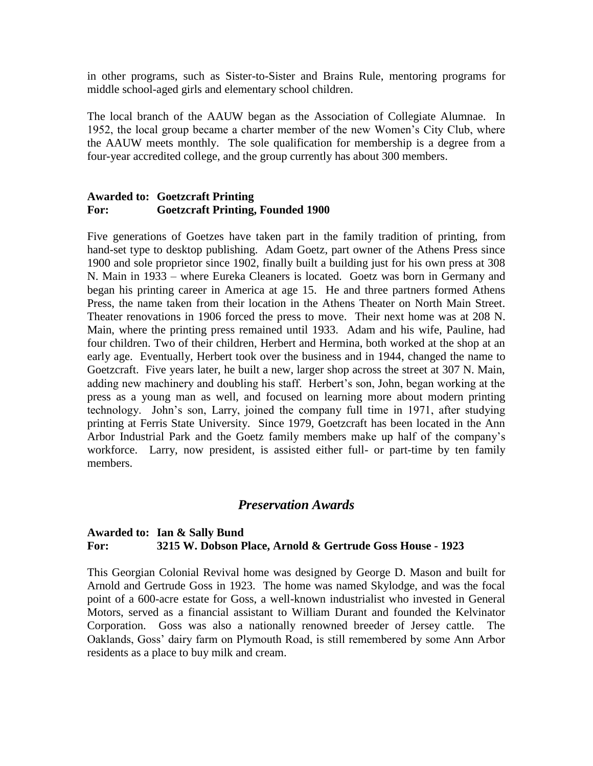in other programs, such as Sister-to-Sister and Brains Rule, mentoring programs for middle school-aged girls and elementary school children.

The local branch of the AAUW began as the Association of Collegiate Alumnae. In 1952, the local group became a charter member of the new Women's City Club, where the AAUW meets monthly. The sole qualification for membership is a degree from a four-year accredited college, and the group currently has about 300 members.

**Awarded to: Goetzcraft Printing**
**For: Goetzcraft Printing, Founded 1900**

Five generations of Goetzes have taken part in the family tradition of printing, from hand-set type to desktop publishing. Adam Goetz, part owner of the Athens Press since 1900 and sole proprietor since 1902, finally built a building just for his own press at 308 N. Main in 1933 – where Eureka Cleaners is located. Goetz was born in Germany and began his printing career in America at age 15. He and three partners formed Athens Press, the name taken from their location in the Athens Theater on North Main Street. Theater renovations in 1906 forced the press to move. Their next home was at 208 N. Main, where the printing press remained until 1933. Adam and his wife, Pauline, had four children. Two of their children, Herbert and Hermina, both worked at the shop at an early age. Eventually, Herbert took over the business and in 1944, changed the name to Goetzcraft. Five years later, he built a new, larger shop across the street at 307 N. Main, adding new machinery and doubling his staff. Herbert's son, John, began working at the press as a young man as well, and focused on learning more about modern printing technology. John's son, Larry, joined the company full time in 1971, after studying printing at Ferris State University. Since 1979, Goetzcraft has been located in the Ann Arbor Industrial Park and the Goetz family members make up half of the company's workforce. Larry, now president, is assisted either full- or part-time by ten family members.

## *Preservation Awards*

**Awarded to: Ian & Sally Bund**
**For: 3215 W. Dobson Place, Arnold & Gertrude Goss House - 1923**

This Georgian Colonial Revival home was designed by George D. Mason and built for Arnold and Gertrude Goss in 1923. The home was named Skylodge, and was the focal point of a 600-acre estate for Goss, a well-known industrialist who invested in General Motors, served as a financial assistant to William Durant and founded the Kelvinator Corporation. Goss was also a nationally renowned breeder of Jersey cattle. The Oaklands, Goss' dairy farm on Plymouth Road, is still remembered by some Ann Arbor residents as a place to buy milk and cream.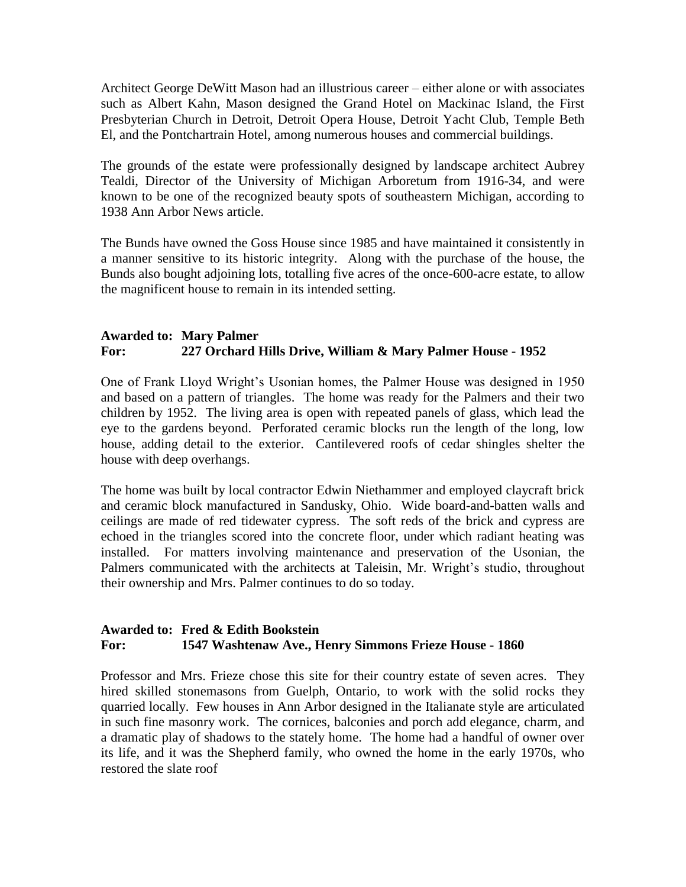Architect George DeWitt Mason had an illustrious career – either alone or with associates such as Albert Kahn, Mason designed the Grand Hotel on Mackinac Island, the First Presbyterian Church in Detroit, Detroit Opera House, Detroit Yacht Club, Temple Beth El, and the Pontchartrain Hotel, among numerous houses and commercial buildings.

The grounds of the estate were professionally designed by landscape architect Aubrey Tealdi, Director of the University of Michigan Arboretum from 1916-34, and were known to be one of the recognized beauty spots of southeastern Michigan, according to 1938 Ann Arbor News article.

The Bunds have owned the Goss House since 1985 and have maintained it consistently in a manner sensitive to its historic integrity. Along with the purchase of the house, the Bunds also bought adjoining lots, totalling five acres of the once-600-acre estate, to allow the magnificent house to remain in its intended setting.

**Awarded to: Mary Palmer**
**For: 227 Orchard Hills Drive, William & Mary Palmer House - 1952**

One of Frank Lloyd Wright's Usonian homes, the Palmer House was designed in 1950 and based on a pattern of triangles. The home was ready for the Palmers and their two children by 1952. The living area is open with repeated panels of glass, which lead the eye to the gardens beyond. Perforated ceramic blocks run the length of the long, low house, adding detail to the exterior. Cantilevered roofs of cedar shingles shelter the house with deep overhangs.

The home was built by local contractor Edwin Niethammer and employed claycraft brick and ceramic block manufactured in Sandusky, Ohio. Wide board-and-batten walls and ceilings are made of red tidewater cypress. The soft reds of the brick and cypress are echoed in the triangles scored into the concrete floor, under which radiant heating was installed. For matters involving maintenance and preservation of the Usonian, the Palmers communicated with the architects at Taleisin, Mr. Wright's studio, throughout their ownership and Mrs. Palmer continues to do so today.

**Awarded to: Fred & Edith Bookstein**
**For: 1547 Washtenaw Ave., Henry Simmons Frieze House - 1860**

Professor and Mrs. Frieze chose this site for their country estate of seven acres. They hired skilled stonemasons from Guelph, Ontario, to work with the solid rocks they quarried locally. Few houses in Ann Arbor designed in the Italianate style are articulated in such fine masonry work. The cornices, balconies and porch add elegance, charm, and a dramatic play of shadows to the stately home. The home had a handful of owner over its life, and it was the Shepherd family, who owned the home in the early 1970s, who restored the slate roof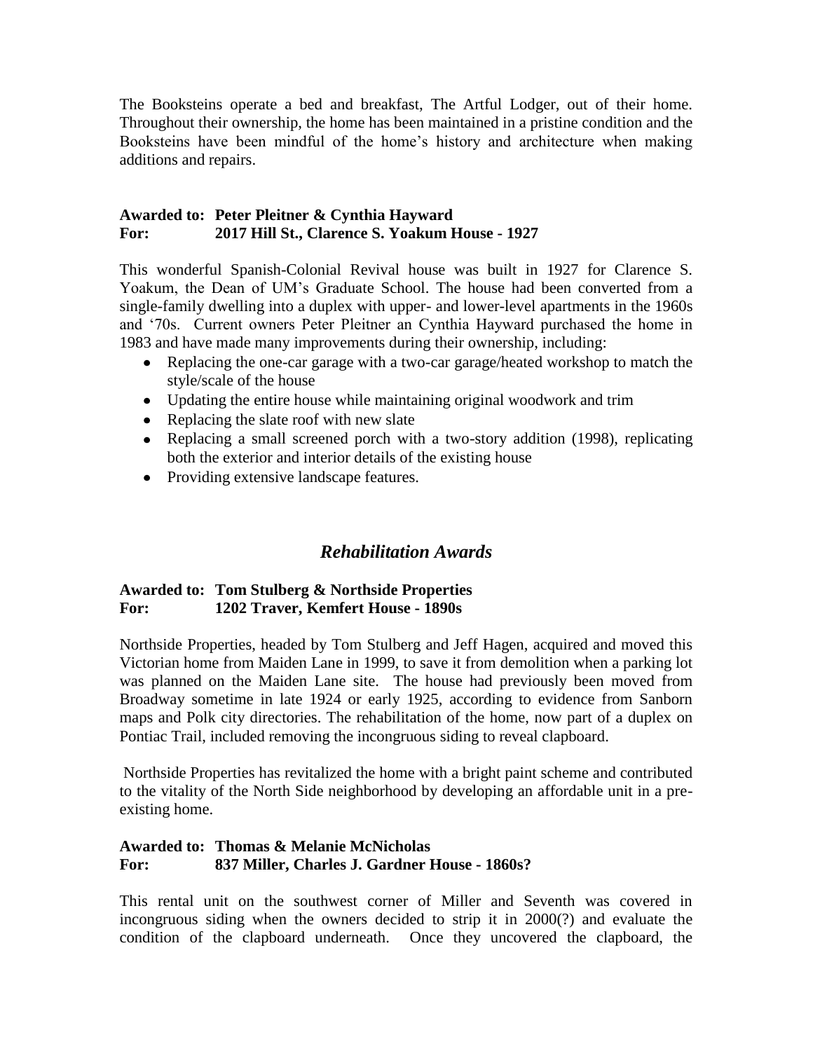The Booksteins operate a bed and breakfast, The Artful Lodger, out of their home. Throughout their ownership, the home has been maintained in a pristine condition and the Booksteins have been mindful of the home's history and architecture when making additions and repairs.

**Awarded to: Peter Pleitner & Cynthia Hayward**
**For: 2017 Hill St., Clarence S. Yoakum House - 1927**

This wonderful Spanish-Colonial Revival house was built in 1927 for Clarence S. Yoakum, the Dean of UM's Graduate School. The house had been converted from a single-family dwelling into a duplex with upper- and lower-level apartments in the 1960s and '70s. Current owners Peter Pleitner an Cynthia Hayward purchased the home in 1983 and have made many improvements during their ownership, including:

- Replacing the one-car garage with a two-car garage/heated workshop to match the style/scale of the house
- Updating the entire house while maintaining original woodwork and trim
- Replacing the slate roof with new slate
- Replacing a small screened porch with a two-story addition (1998), replicating both the exterior and interior details of the existing house
- Providing extensive landscape features.

## *Rehabilitation Awards*

**Awarded to: Tom Stulberg & Northside Properties**
**For: 1202 Traver, Kemfert House - 1890s**

Northside Properties, headed by Tom Stulberg and Jeff Hagen, acquired and moved this Victorian home from Maiden Lane in 1999, to save it from demolition when a parking lot was planned on the Maiden Lane site. The house had previously been moved from Broadway sometime in late 1924 or early 1925, according to evidence from Sanborn maps and Polk city directories. The rehabilitation of the home, now part of a duplex on Pontiac Trail, included removing the incongruous siding to reveal clapboard.

Northside Properties has revitalized the home with a bright paint scheme and contributed to the vitality of the North Side neighborhood by developing an affordable unit in a pre-existing home.

**Awarded to: Thomas & Melanie McNicholas**
**For: 837 Miller, Charles J. Gardner House - 1860s?**

This rental unit on the southwest corner of Miller and Seventh was covered in incongruous siding when the owners decided to strip it in 2000(?) and evaluate the condition of the clapboard underneath. Once they uncovered the clapboard, the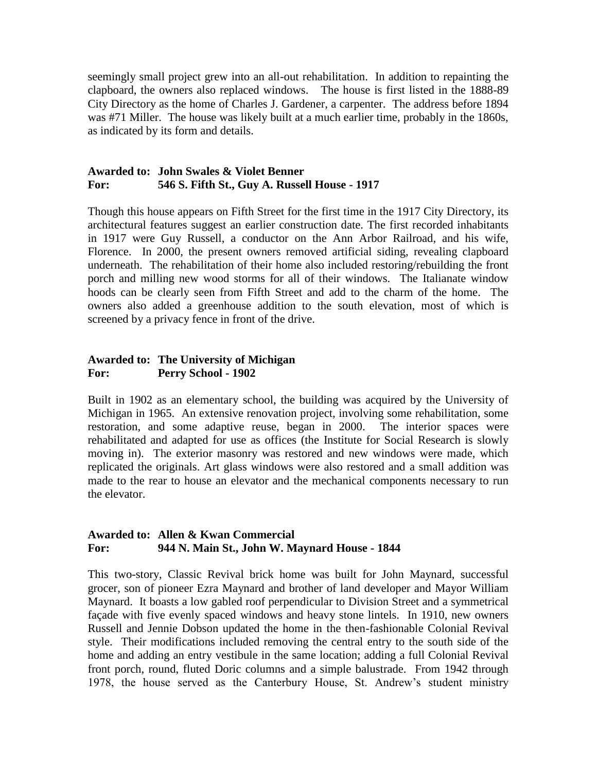seemingly small project grew into an all-out rehabilitation. In addition to repainting the clapboard, the owners also replaced windows. The house is first listed in the 1888-89 City Directory as the home of Charles J. Gardener, a carpenter. The address before 1894 was #71 Miller. The house was likely built at a much earlier time, probably in the 1860s, as indicated by its form and details.

**Awarded to: John Swales & Violet Benner**
**For: 546 S. Fifth St., Guy A. Russell House - 1917**

Though this house appears on Fifth Street for the first time in the 1917 City Directory, its architectural features suggest an earlier construction date. The first recorded inhabitants in 1917 were Guy Russell, a conductor on the Ann Arbor Railroad, and his wife, Florence. In 2000, the present owners removed artificial siding, revealing clapboard underneath. The rehabilitation of their home also included restoring/rebuilding the front porch and milling new wood storms for all of their windows. The Italianate window hoods can be clearly seen from Fifth Street and add to the charm of the home. The owners also added a greenhouse addition to the south elevation, most of which is screened by a privacy fence in front of the drive.

**Awarded to: The University of Michigan**
**For: Perry School - 1902**

Built in 1902 as an elementary school, the building was acquired by the University of Michigan in 1965. An extensive renovation project, involving some rehabilitation, some restoration, and some adaptive reuse, began in 2000. The interior spaces were rehabilitated and adapted for use as offices (the Institute for Social Research is slowly moving in). The exterior masonry was restored and new windows were made, which replicated the originals. Art glass windows were also restored and a small addition was made to the rear to house an elevator and the mechanical components necessary to run the elevator.

**Awarded to: Allen & Kwan Commercial**
**For: 944 N. Main St., John W. Maynard House - 1844**

This two-story, Classic Revival brick home was built for John Maynard, successful grocer, son of pioneer Ezra Maynard and brother of land developer and Mayor William Maynard. It boasts a low gabled roof perpendicular to Division Street and a symmetrical façade with five evenly spaced windows and heavy stone lintels. In 1910, new owners Russell and Jennie Dobson updated the home in the then-fashionable Colonial Revival style. Their modifications included removing the central entry to the south side of the home and adding an entry vestibule in the same location; adding a full Colonial Revival front porch, round, fluted Doric columns and a simple balustrade. From 1942 through 1978, the house served as the Canterbury House, St. Andrew's student ministry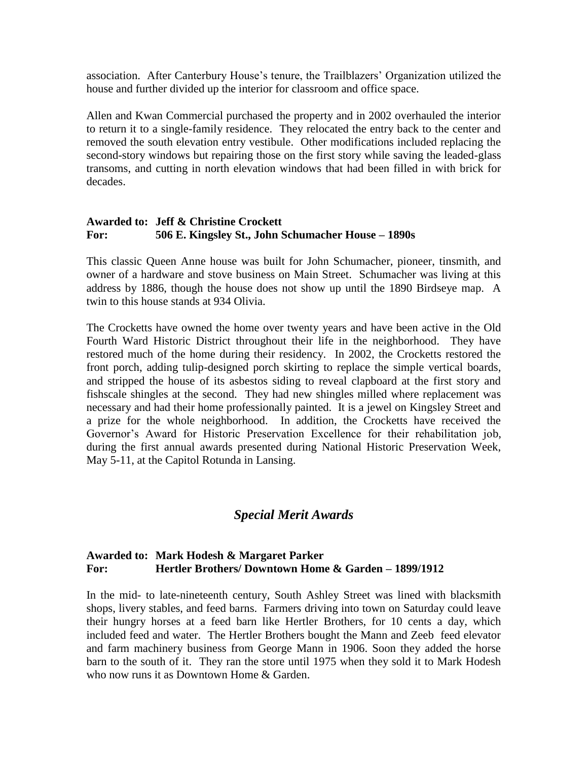association. After Canterbury House's tenure, the Trailblazers' Organization utilized the house and further divided up the interior for classroom and office space.

Allen and Kwan Commercial purchased the property and in 2002 overhauled the interior to return it to a single-family residence. They relocated the entry back to the center and removed the south elevation entry vestibule. Other modifications included replacing the second-story windows but repairing those on the first story while saving the leaded-glass transoms, and cutting in north elevation windows that had been filled in with brick for decades.

**Awarded to: Jeff & Christine Crockett**
**For: 506 E. Kingsley St., John Schumacher House – 1890s**

This classic Queen Anne house was built for John Schumacher, pioneer, tinsmith, and owner of a hardware and stove business on Main Street. Schumacher was living at this address by 1886, though the house does not show up until the 1890 Birdseye map. A twin to this house stands at 934 Olivia.

The Crocketts have owned the home over twenty years and have been active in the Old Fourth Ward Historic District throughout their life in the neighborhood. They have restored much of the home during their residency. In 2002, the Crocketts restored the front porch, adding tulip-designed porch skirting to replace the simple vertical boards, and stripped the house of its asbestos siding to reveal clapboard at the first story and fishscale shingles at the second. They had new shingles milled where replacement was necessary and had their home professionally painted. It is a jewel on Kingsley Street and a prize for the whole neighborhood. In addition, the Crocketts have received the Governor's Award for Historic Preservation Excellence for their rehabilitation job, during the first annual awards presented during National Historic Preservation Week, May 5-11, at the Capitol Rotunda in Lansing.

## *Special Merit Awards*

**Awarded to: Mark Hodesh & Margaret Parker**
**For: Hertler Brothers/ Downtown Home & Garden – 1899/1912**

In the mid- to late-nineteenth century, South Ashley Street was lined with blacksmith shops, livery stables, and feed barns. Farmers driving into town on Saturday could leave their hungry horses at a feed barn like Hertler Brothers, for 10 cents a day, which included feed and water. The Hertler Brothers bought the Mann and Zeeb feed elevator and farm machinery business from George Mann in 1906. Soon they added the horse barn to the south of it. They ran the store until 1975 when they sold it to Mark Hodesh who now runs it as Downtown Home & Garden.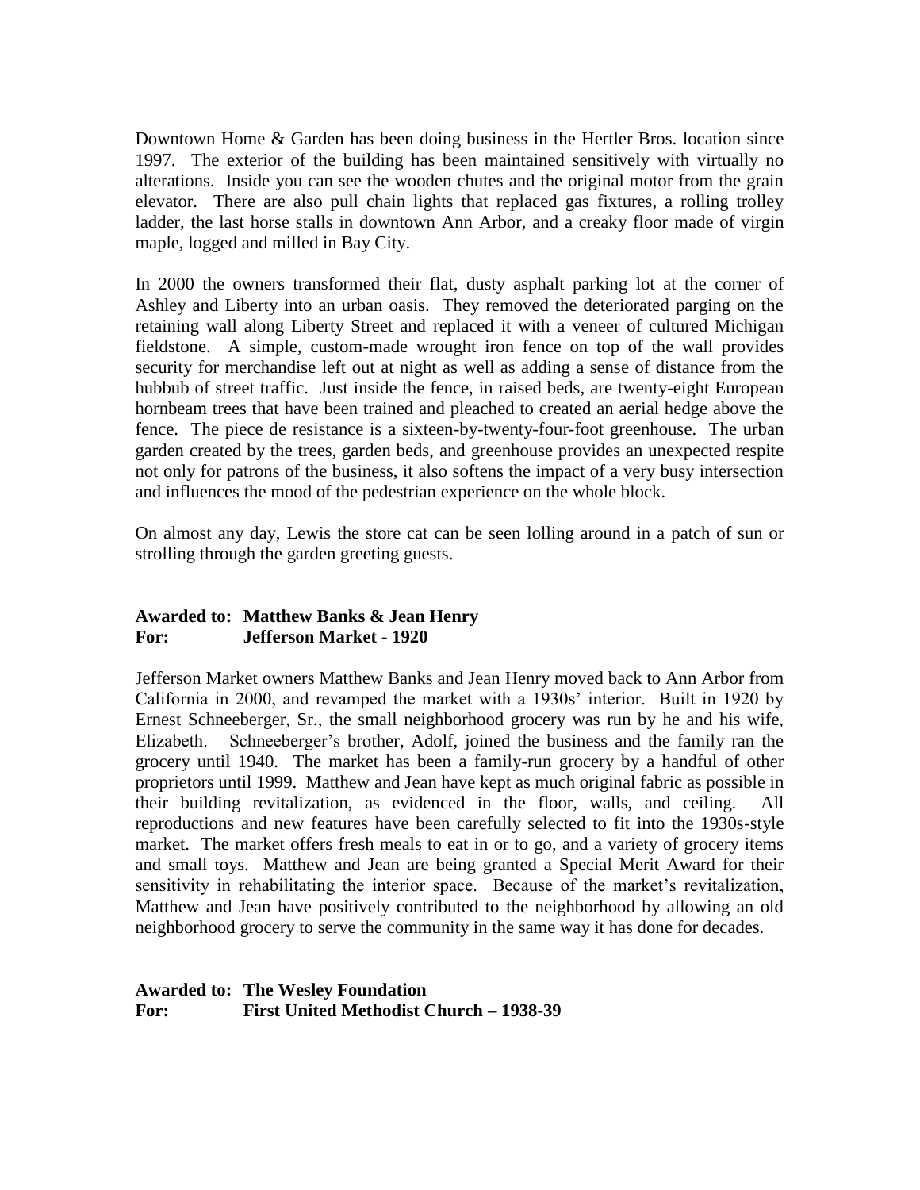Downtown Home & Garden has been doing business in the Hertler Bros. location since 1997. The exterior of the building has been maintained sensitively with virtually no alterations. Inside you can see the wooden chutes and the original motor from the grain elevator. There are also pull chain lights that replaced gas fixtures, a rolling trolley ladder, the last horse stalls in downtown Ann Arbor, and a creaky floor made of virgin maple, logged and milled in Bay City.

In 2000 the owners transformed their flat, dusty asphalt parking lot at the corner of Ashley and Liberty into an urban oasis. They removed the deteriorated parging on the retaining wall along Liberty Street and replaced it with a veneer of cultured Michigan fieldstone. A simple, custom-made wrought iron fence on top of the wall provides security for merchandise left out at night as well as adding a sense of distance from the hubbub of street traffic. Just inside the fence, in raised beds, are twenty-eight European hornbeam trees that have been trained and pleached to created an aerial hedge above the fence. The piece de resistance is a sixteen-by-twenty-four-foot greenhouse. The urban garden created by the trees, garden beds, and greenhouse provides an unexpected respite not only for patrons of the business, it also softens the impact of a very busy intersection and influences the mood of the pedestrian experience on the whole block.

On almost any day, Lewis the store cat can be seen lolling around in a patch of sun or strolling through the garden greeting guests.

**Awarded to: Matthew Banks & Jean Henry**
**For: Jefferson Market - 1920**

Jefferson Market owners Matthew Banks and Jean Henry moved back to Ann Arbor from California in 2000, and revamped the market with a 1930s' interior. Built in 1920 by Ernest Schneeberger, Sr., the small neighborhood grocery was run by he and his wife, Elizabeth. Schneeberger's brother, Adolf, joined the business and the family ran the grocery until 1940. The market has been a family-run grocery by a handful of other proprietors until 1999. Matthew and Jean have kept as much original fabric as possible in their building revitalization, as evidenced in the floor, walls, and ceiling. All reproductions and new features have been carefully selected to fit into the 1930s-style market. The market offers fresh meals to eat in or to go, and a variety of grocery items and small toys. Matthew and Jean are being granted a Special Merit Award for their sensitivity in rehabilitating the interior space. Because of the market's revitalization, Matthew and Jean have positively contributed to the neighborhood by allowing an old neighborhood grocery to serve the community in the same way it has done for decades.

**Awarded to: The Wesley Foundation**
**For: First United Methodist Church – 1938-39**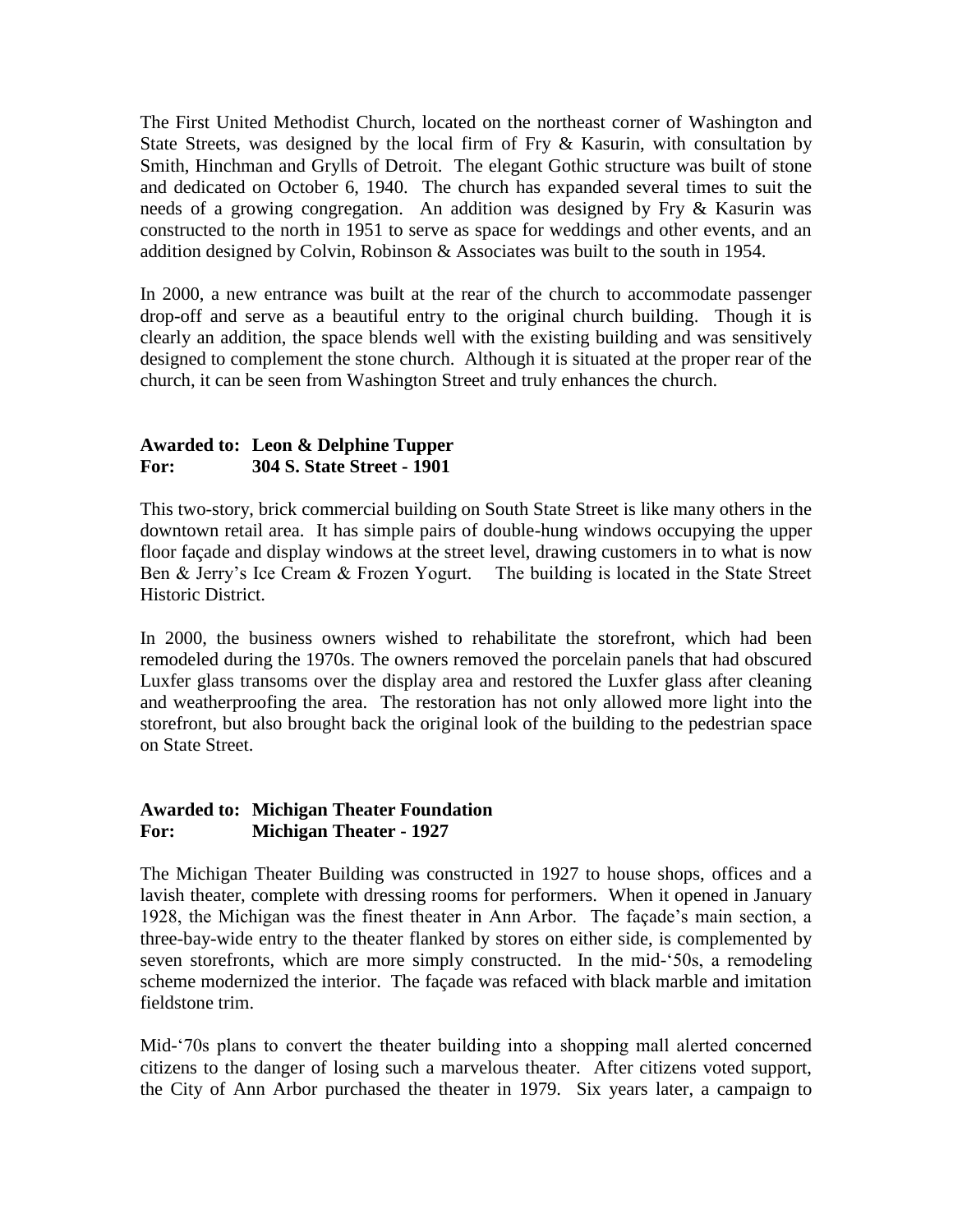The First United Methodist Church, located on the northeast corner of Washington and State Streets, was designed by the local firm of Fry & Kasurin, with consultation by Smith, Hinchman and Grylls of Detroit. The elegant Gothic structure was built of stone and dedicated on October 6, 1940. The church has expanded several times to suit the needs of a growing congregation. An addition was designed by Fry & Kasurin was constructed to the north in 1951 to serve as space for weddings and other events, and an addition designed by Colvin, Robinson & Associates was built to the south in 1954.

In 2000, a new entrance was built at the rear of the church to accommodate passenger drop-off and serve as a beautiful entry to the original church building. Though it is clearly an addition, the space blends well with the existing building and was sensitively designed to complement the stone church. Although it is situated at the proper rear of the church, it can be seen from Washington Street and truly enhances the church.

**Awarded to: Leon & Delphine Tupper**
**For: 304 S. State Street - 1901**

This two-story, brick commercial building on South State Street is like many others in the downtown retail area. It has simple pairs of double-hung windows occupying the upper floor façade and display windows at the street level, drawing customers in to what is now Ben & Jerry's Ice Cream & Frozen Yogurt. The building is located in the State Street Historic District.

In 2000, the business owners wished to rehabilitate the storefront, which had been remodeled during the 1970s. The owners removed the porcelain panels that had obscured Luxfer glass transoms over the display area and restored the Luxfer glass after cleaning and weatherproofing the area. The restoration has not only allowed more light into the storefront, but also brought back the original look of the building to the pedestrian space on State Street.

**Awarded to: Michigan Theater Foundation**
**For: Michigan Theater - 1927**

The Michigan Theater Building was constructed in 1927 to house shops, offices and a lavish theater, complete with dressing rooms for performers. When it opened in January 1928, the Michigan was the finest theater in Ann Arbor. The façade's main section, a three-bay-wide entry to the theater flanked by stores on either side, is complemented by seven storefronts, which are more simply constructed. In the mid-'50s, a remodeling scheme modernized the interior. The façade was refaced with black marble and imitation fieldstone trim.

Mid-'70s plans to convert the theater building into a shopping mall alerted concerned citizens to the danger of losing such a marvelous theater. After citizens voted support, the City of Ann Arbor purchased the theater in 1979. Six years later, a campaign to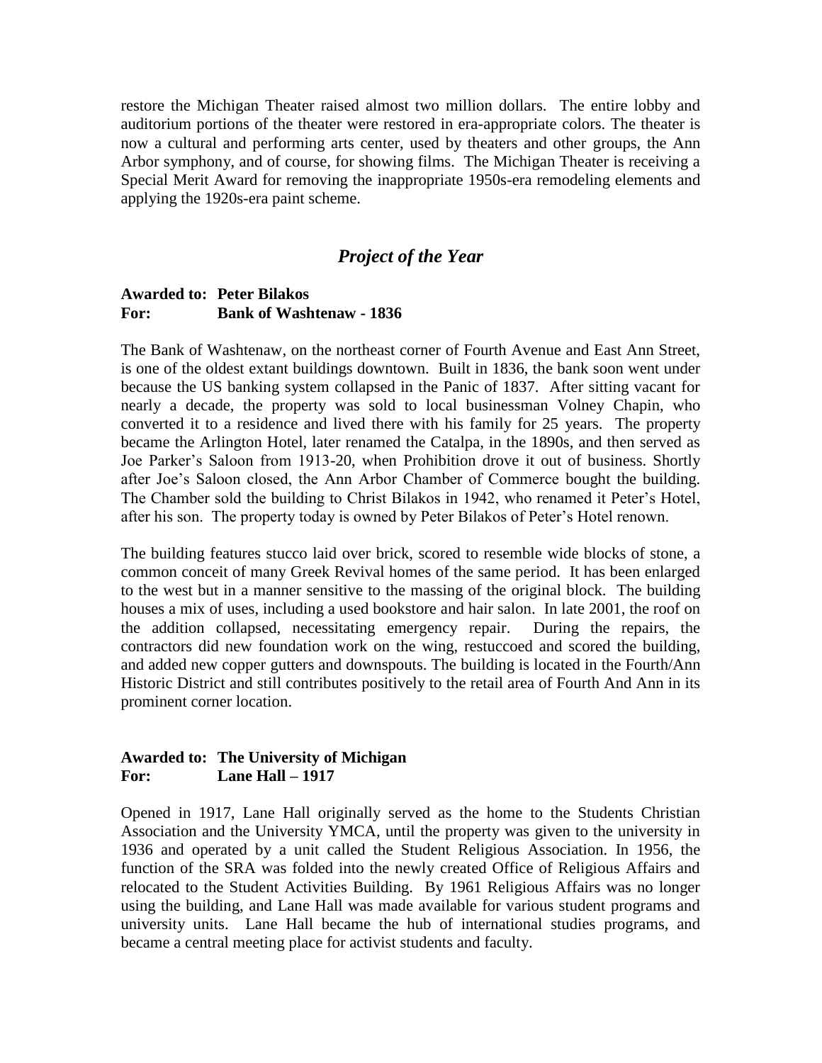restore the Michigan Theater raised almost two million dollars. The entire lobby and auditorium portions of the theater were restored in era-appropriate colors. The theater is now a cultural and performing arts center, used by theaters and other groups, the Ann Arbor symphony, and of course, for showing films. The Michigan Theater is receiving a Special Merit Award for removing the inappropriate 1950s-era remodeling elements and applying the 1920s-era paint scheme.

## *Project of the Year*

**Awarded to: Peter Bilakos**
**For: Bank of Washtenaw - 1836**

The Bank of Washtenaw, on the northeast corner of Fourth Avenue and East Ann Street, is one of the oldest extant buildings downtown. Built in 1836, the bank soon went under because the US banking system collapsed in the Panic of 1837. After sitting vacant for nearly a decade, the property was sold to local businessman Volney Chapin, who converted it to a residence and lived there with his family for 25 years. The property became the Arlington Hotel, later renamed the Catalpa, in the 1890s, and then served as Joe Parker's Saloon from 1913-20, when Prohibition drove it out of business. Shortly after Joe's Saloon closed, the Ann Arbor Chamber of Commerce bought the building. The Chamber sold the building to Christ Bilakos in 1942, who renamed it Peter's Hotel, after his son. The property today is owned by Peter Bilakos of Peter's Hotel renown.

The building features stucco laid over brick, scored to resemble wide blocks of stone, a common conceit of many Greek Revival homes of the same period. It has been enlarged to the west but in a manner sensitive to the massing of the original block. The building houses a mix of uses, including a used bookstore and hair salon. In late 2001, the roof on the addition collapsed, necessitating emergency repair. During the repairs, the contractors did new foundation work on the wing, restuccoed and scored the building, and added new copper gutters and downspouts. The building is located in the Fourth/Ann Historic District and still contributes positively to the retail area of Fourth And Ann in its prominent corner location.

**Awarded to: The University of Michigan**
**For: Lane Hall – 1917**

Opened in 1917, Lane Hall originally served as the home to the Students Christian Association and the University YMCA, until the property was given to the university in 1936 and operated by a unit called the Student Religious Association. In 1956, the function of the SRA was folded into the newly created Office of Religious Affairs and relocated to the Student Activities Building. By 1961 Religious Affairs was no longer using the building, and Lane Hall was made available for various student programs and university units. Lane Hall became the hub of international studies programs, and became a central meeting place for activist students and faculty.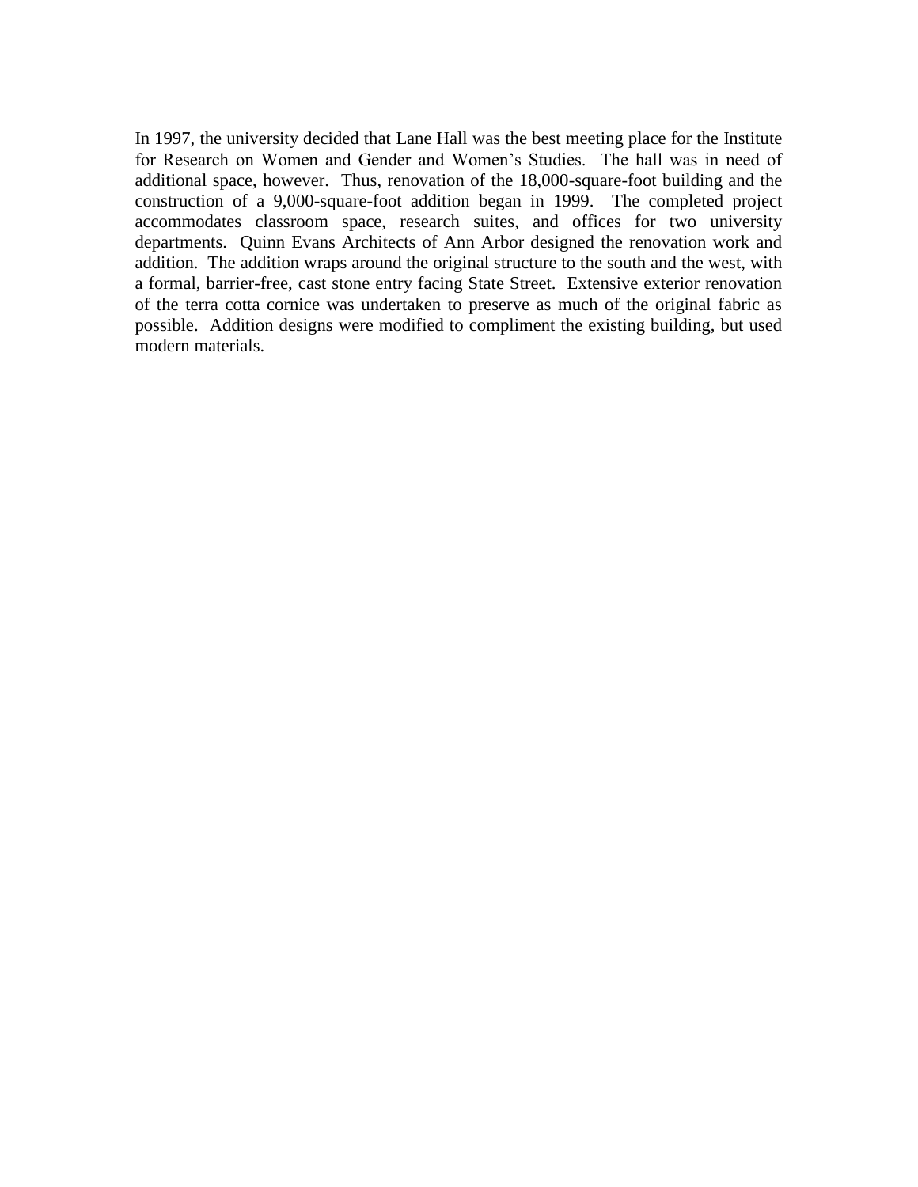In 1997, the university decided that Lane Hall was the best meeting place for the Institute for Research on Women and Gender and Women's Studies. The hall was in need of additional space, however. Thus, renovation of the 18,000-square-foot building and the construction of a 9,000-square-foot addition began in 1999. The completed project accommodates classroom space, research suites, and offices for two university departments. Quinn Evans Architects of Ann Arbor designed the renovation work and addition. The addition wraps around the original structure to the south and the west, with a formal, barrier-free, cast stone entry facing State Street. Extensive exterior renovation of the terra cotta cornice was undertaken to preserve as much of the original fabric as possible. Addition designs were modified to compliment the existing building, but used modern materials.